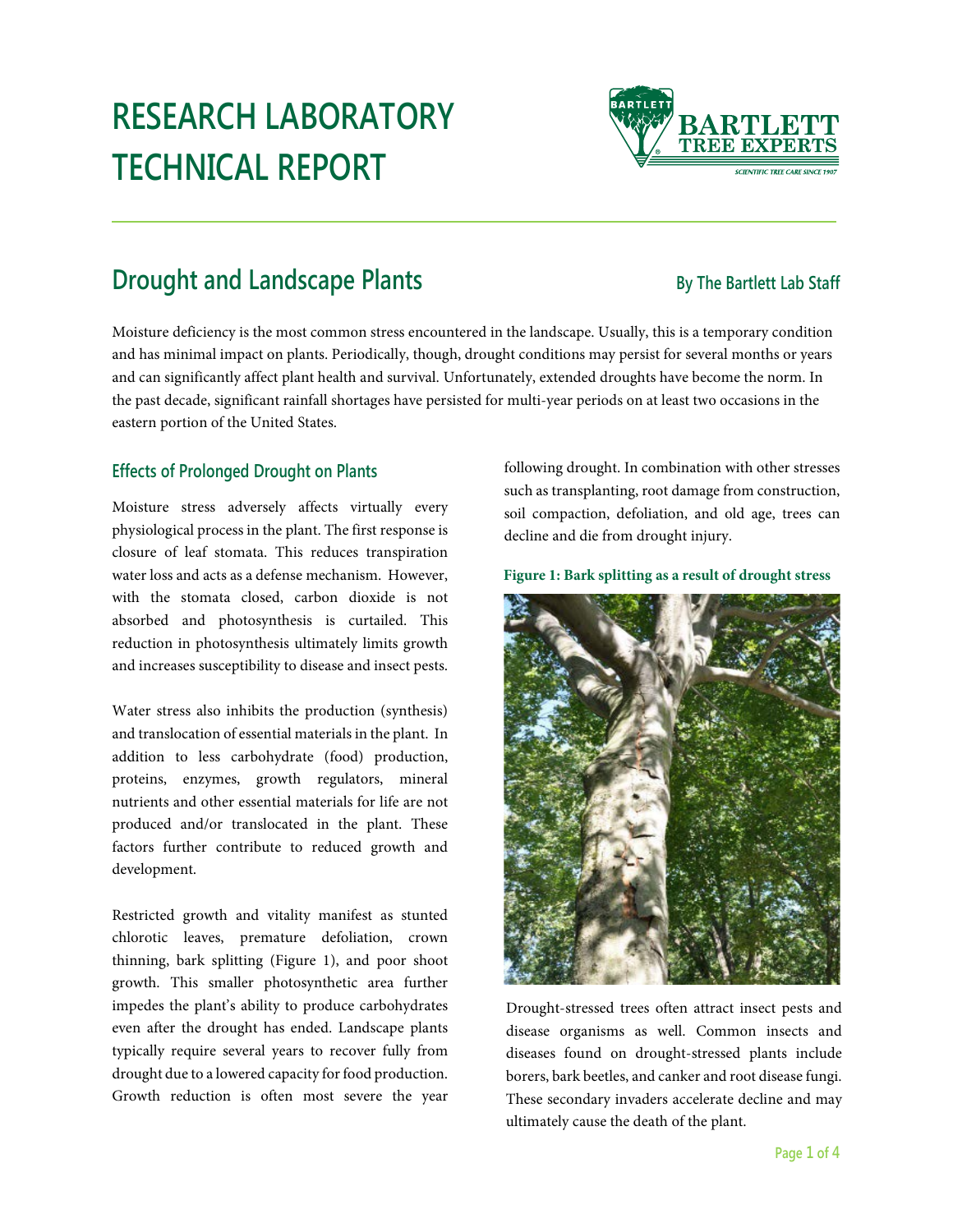# RESEARCH LABORATORY TECHNICAL REPORT

## Drought and Landscape Plants

By The Bartlett Lab Staff

Moisture deficiency is the most common stress encountered in the landscape. Usually, this is a temporary condition and has minimal impact on plants. Periodically, though, drought conditions may persist for several months or years and can significantly affect plant health and survival. Unfortunately, extended droughts have become the norm. In the past decade, significant rainfall shortages have persisted for multi-year periods on at least two occasions in the eastern portion of the United States.

### Effects of Prolonged Drought on Plants

Moisture stress adversely affects virtually every physiological process in the plant. The first response is closure of leaf stomata. This reduces transpiration water loss and acts as a defense mechanism. However, with the stomata closed, carbon dioxide is not absorbed and photosynthesis is curtailed. This reduction in photosynthesis ultimately limits growth and increases susceptibility to disease and insect pests.

Water stress also inhibits the production (synthesis) and translocation of essential materials in the plant. In addition to less carbohydrate (food) production, proteins, enzymes, growth regulators, mineral nutrients and other essential materials for life are not produced and/or translocated in the plant. These factors further contribute to reduced growth and development.

Restricted growth and vitality manifest as stunted chlorotic leaves, premature defoliation, crown thinning, bark splitting (Figure 1), and poor shoot growth. This smaller photosynthetic area further impedes the plant's ability to produce carbohydrates even after the drought has ended. Landscape plants typically require several years to recover fully from drought due to a lowered capacity for food production. Growth reduction is often most severe the year following drought. In combination with other stresses such as transplanting, root damage from construction, soil compaction, defoliation, and old age, trees can decline and die from drought injury.

**Figure 1: Bark splitting as a result of drought stress**

Drought-stressed trees often attract insect pests and disease organisms as well. Common insects and diseases found on drought-stressed plants include borers, bark beetles, and canker and root disease fungi. These secondary invaders accelerate decline and may ultimately cause the death of the plant.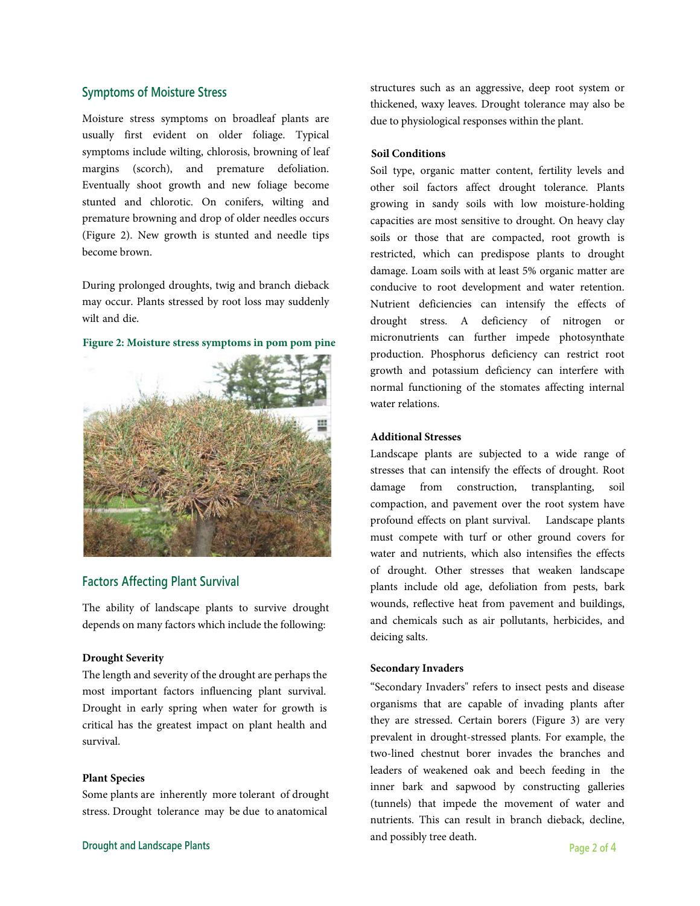## Symptoms of Moisture Stress

Moisture stress symptoms on broadleaf plants are usually first evident on older foliage. Typical symptoms include wilting, chlorosis, browning of leaf margins (scorch), and premature defoliation. Eventually shoot growth and new foliage become stunted and chlorotic. On conifers, wilting and premature browning and drop of older needles occurs (Figure 2). New growth is stunted and needle tips become brown.

During prolonged droughts, twig and branch dieback may occur. Plants stressed by root loss may suddenly wilt and die.

**Figure 2: Moisture stress symptoms in pom pom pine**

## Factors Affecting Plant Survival

The ability of landscape plants to survive drought depends on many factors which include the following:

### Drought Severity

The length and severity of the drought are perhaps the most important factors influencing plant survival. Drought in early spring when water for growth is critical has the greatest impact on plant health and survival.

### Plant Species

Some plants are inherently more tolerant of drought stress. Drought tolerance may be due to anatomical structures such as an aggressive, deep root system or thickened, waxy leaves. Drought tolerance may also be due to physiological responses within the plant.

### Soil Conditions

Soil type, organic matter content, fertility levels and other soil factors affect drought tolerance. Plants growing in sandy soils with low moisture-holding capacities are most sensitive to drought. On heavy clay soils or those that are compacted, root growth is restricted, which can predispose plants to drought damage. Loam soils with at least 5% organic matter are conducive to root development and water retention. Nutrient deficiencies can intensify the effects of drought stress. A deficiency of nitrogen or micronutrients can further impede photosynthate production. Phosphorus deficiency can restrict root growth and potassium deficiency can interfere with normal functioning of the stomates affecting internal water relations.

### Additional Stresses

Landscape plants are subjected to a wide range of stresses that can intensify the effects of drought. Root damage from construction, transplanting, soil compaction, and pavement over the root system have profound effects on plant survival. Landscape plants must compete with turf or other ground covers for water and nutrients, which also intensifies the effects of drought. Other stresses that weaken landscape plants include old age, defoliation from pests, bark wounds, reflective heat from pavement and buildings, and chemicals such as air pollutants, herbicides, and deicing salts.

### Secondary Invaders

"Secondary Invaders" refers to insect pests and disease organisms that are capable of invading plants after they are stressed. Certain borers (Figure 3) are very prevalent in drought-stressed plants. For example, the two-lined chestnut borer invades the branches and leaders of weakened oak and beech feeding in the inner bark and sapwood by constructing galleries (tunnels) that impede the movement of water and nutrients. This can result in branch dieback, decline, and possibly tree death.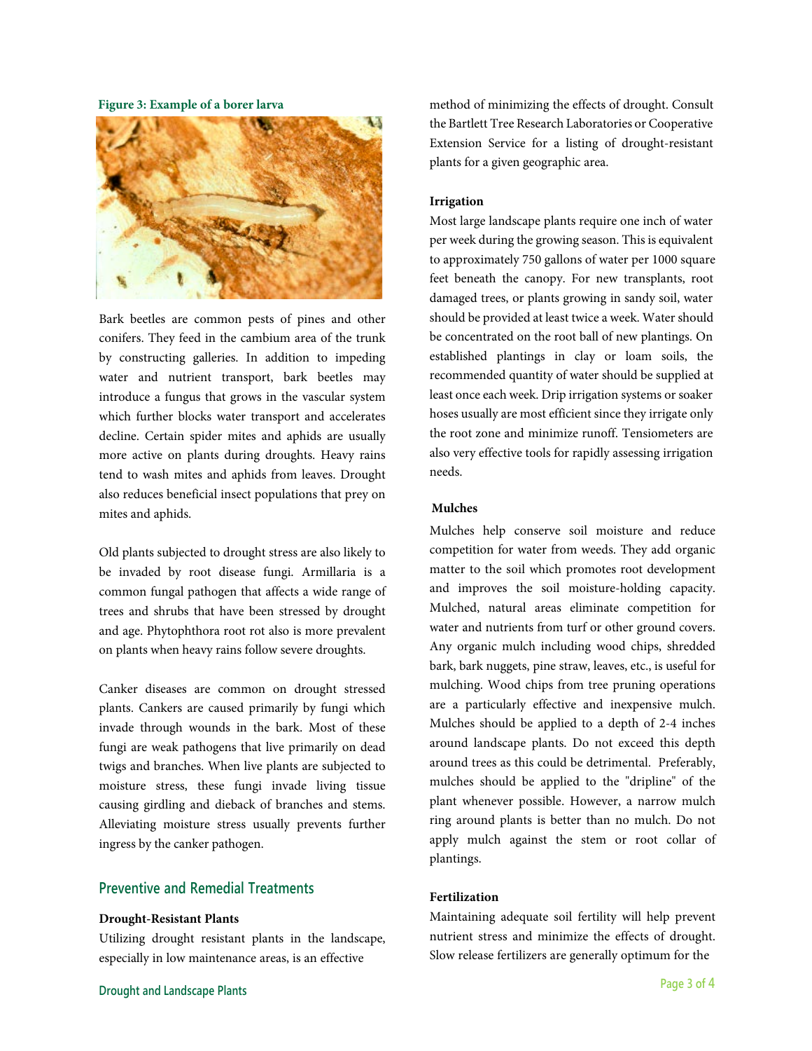**Figure 3: Example of a borer larva**

Bark beetles are common pests of pines and other conifers. They feed in the cambium area of the trunk by constructing galleries. In addition to impeding water and nutrient transport, bark beetles may introduce a fungus that grows in the vascular system which further blocks water transport and accelerates decline. Certain spider mites and aphids are usually more active on plants during droughts. Heavy rains tend to wash mites and aphids from leaves. Drought also reduces beneficial insect populations that prey on mites and aphids.

Old plants subjected to drought stress are also likely to be invaded by root disease fungi. Armillaria is a common fungal pathogen that affects a wide range of trees and shrubs that have been stressed by drought and age. Phytophthora root rot also is more prevalent on plants when heavy rains follow severe droughts.

Canker diseases are common on drought stressed plants. Cankers are caused primarily by fungi which invade through wounds in the bark. Most of these fungi are weak pathogens that live primarily on dead twigs and branches. When live plants are subjected to moisture stress, these fungi invade living tissue causing girdling and dieback of branches and stems. Alleviating moisture stress usually prevents further ingress by the canker pathogen.

## Preventive and Remedial Treatments

**Drought-Resistant Plants**

Utilizing drought resistant plants in the landscape, especially in low maintenance areas, is an effective method of minimizing the effects of drought. Consult the Bartlett Tree Research Laboratories or Cooperative Extension Service for a listing of drought-resistant plants for a given geographic area.

**Irrigation**

Most large landscape plants require one inch of water per week during the growing season. This is equivalent to approximately 750 gallons of water per 1000 square feet beneath the canopy. For new transplants, root damaged trees, or plants growing in sandy soil, water should be provided at least twice a week. Water should be concentrated on the root ball of new plantings. On established plantings in clay or loam soils, the recommended quantity of water should be supplied at least once each week. Drip irrigation systems or soaker hoses usually are most efficient since they irrigate only the root zone and minimize runoff. Tensiometers are also very effective tools for rapidly assessing irrigation needs.

**Mulches**

Mulches help conserve soil moisture and reduce competition for water from weeds. They add organic matter to the soil which promotes root development and improves the soil moisture-holding capacity. Mulched, natural areas eliminate competition for water and nutrients from turf or other ground covers. Any organic mulch including wood chips, shredded bark, bark nuggets, pine straw, leaves, etc., is useful for mulching. Wood chips from tree pruning operations are a particularly effective and inexpensive mulch. Mulches should be applied to a depth of 2-4 inches around landscape plants. Do not exceed this depth around trees as this could be detrimental. Preferably, mulches should be applied to the "dripline" of the plant whenever possible. However, a narrow mulch ring around plants is better than no mulch. Do not apply mulch against the stem or root collar of plantings.

**Fertilization**

Maintaining adequate soil fertility will help prevent nutrient stress and minimize the effects of drought. Slow release fertilizers are generally optimum for the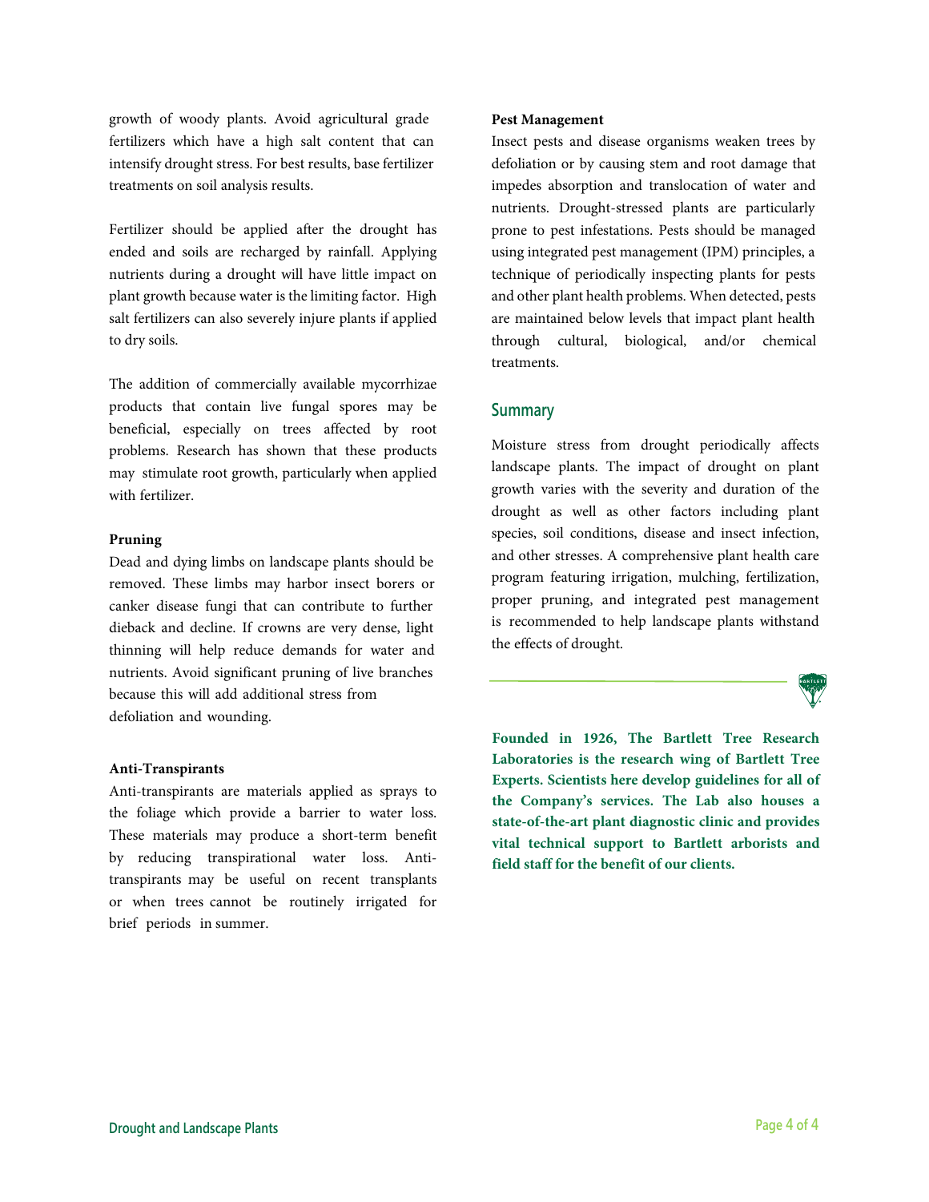growth of woody plants. Avoid agricultural grade fertilizers which have a high salt content that can intensify drought stress. For best results, base fertilizer treatments on soil analysis results.

Fertilizer should be applied after the drought has ended and soils are recharged by rainfall. Applying nutrients during a drought will have little impact on plant growth because water is the limiting factor. High salt fertilizers can also severely injure plants if applied to dry soils.

The addition of commercially available mycorrhizae products that contain live fungal spores may be beneficial, especially on trees affected by root problems. Research has shown that these products may stimulate root growth, particularly when applied with fertilizer.

**Pruning**

Dead and dying limbs on landscape plants should be removed. These limbs may harbor insect borers or canker disease fungi that can contribute to further dieback and decline. If crowns are very dense, light thinning will help reduce demands for water and nutrients. Avoid significant pruning of live branches because this will add additional stress from defoliation and wounding.

**Anti-Transpirants**

Anti-transpirants are materials applied as sprays to the foliage which provide a barrier to water loss. These materials may produce a short-term benefit by reducing transpirational water loss. Anti-transpirants may be useful on recent transplants or when trees cannot be routinely irrigated for brief periods in summer.

**Pest Management**

Insect pests and disease organisms weaken trees by defoliation or by causing stem and root damage that impedes absorption and translocation of water and nutrients. Drought-stressed plants are particularly prone to pest infestations. Pests should be managed using integrated pest management (IPM) principles, a technique of periodically inspecting plants for pests and other plant health problems. When detected, pests are maintained below levels that impact plant health through cultural, biological, and/or chemical treatments.

## Summary

Moisture stress from drought periodically affects landscape plants. The impact of drought on plant growth varies with the severity and duration of the drought as well as other factors including plant species, soil conditions, disease and insect infection, and other stresses. A comprehensive plant health care program featuring irrigation, mulching, fertilization, proper pruning, and integrated pest management is recommended to help landscape plants withstand the effects of drought.

**Founded in 1926, The Bartlett Tree Research Laboratories is the research wing of Bartlett Tree Experts. Scientists here develop guidelines for all of the Company's services. The Lab also houses a state-of-the-art plant diagnostic clinic and provides vital technical support to Bartlett arborists and field staff for the benefit of our clients.**